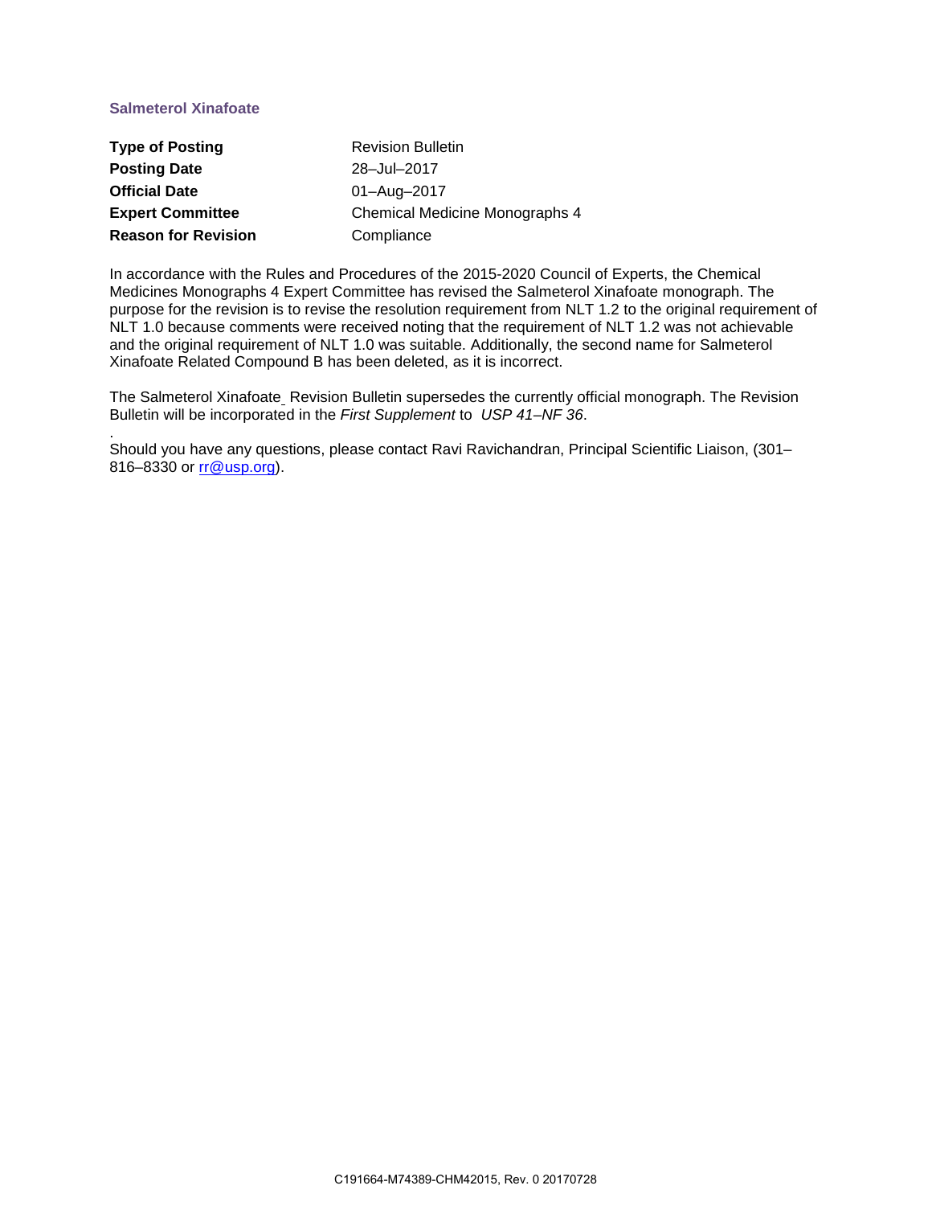## Salmeterol Xinafoate

| | |
|---|---|
| **Type of Posting** | Revision Bulletin |
| **Posting Date** | 28–Jul–2017 |
| **Official Date** | 01–Aug–2017 |
| **Expert Committee** | Chemical Medicine Monographs 4 |
| **Reason for Revision** | Compliance |

In accordance with the Rules and Procedures of the 2015-2020 Council of Experts, the Chemical Medicines Monographs 4 Expert Committee has revised the Salmeterol Xinafoate monograph. The purpose for the revision is to revise the resolution requirement from NLT 1.2 to the original requirement of NLT 1.0 because comments were received noting that the requirement of NLT 1.2 was not achievable and the original requirement of NLT 1.0 was suitable. Additionally, the second name for Salmeterol Xinafoate Related Compound B has been deleted, as it is incorrect.

The Salmeterol Xinafoate Revision Bulletin supersedes the currently official monograph. The Revision Bulletin will be incorporated in the *First Supplement* to *USP 41–NF 36*.

Should you have any questions, please contact Ravi Ravichandran, Principal Scientific Liaison, (301–816–8330 or rr@usp.org).

C191664-M74389-CHM42015, Rev. 0 20170728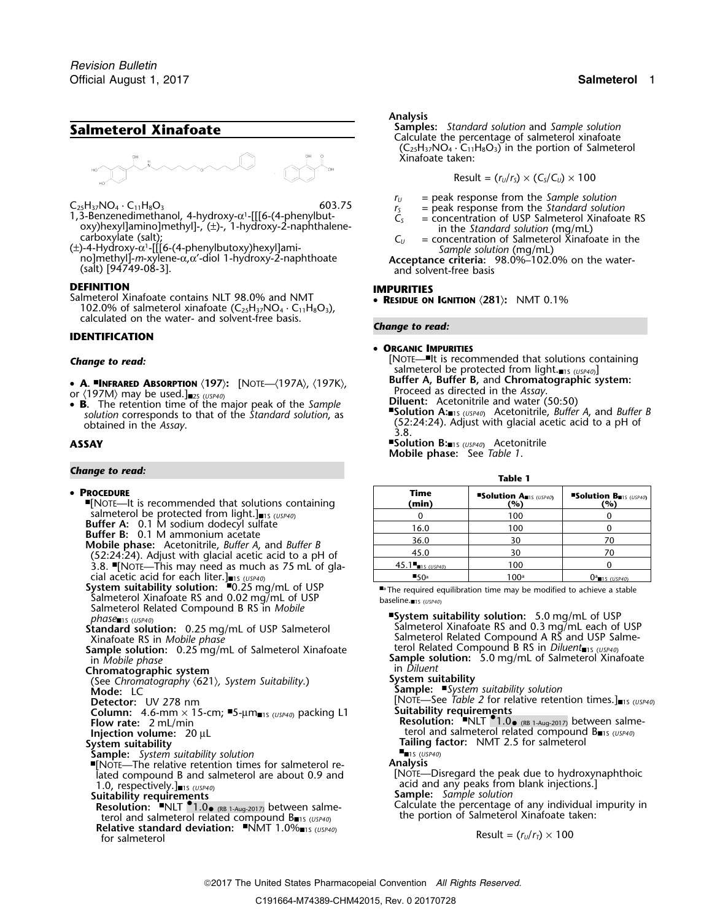# Salmeterol Xinafoate

$C_{25}H_{37}NO_4 \cdot C_{11}H_8O_3$ 603.75

1,3-Benzenedimethanol, 4-hydroxy-α[1]-[[[6-(4-phenylbutoxy)hexyl]amino]methyl]-, (±)-, 1-hydroxy-2-naphthalenecarboxylate (salt);

(±)-4-Hydroxy-α[1]-[[[6-(4-phenylbutoxy)hexyl]amino]methyl]-*m*-xylene-α,α′-diol 1-hydroxy-2-naphthoate (salt) [94749-08-3].

## DEFINITION

Salmeterol Xinafoate contains NLT 98.0% and NMT 102.0% of salmeterol xinafoate ($C_{25}H_{37}NO_4 \cdot C_{11}H_8O_3$), calculated on the water- and solvent-free basis.

## IDENTIFICATION

***Change to read:***

- **A.** ■**INFRARED ABSORPTION ⟨197⟩:** [NOTE—⟨197A⟩, ⟨197K⟩, or ⟨197M⟩ may be used.]■2S (USP40)
- **B.** The retention time of the major peak of the *Sample solution* corresponds to that of the *Standard solution*, as obtained in the *Assay*.

## ASSAY

***Change to read:***

- **PROCEDURE**

  ■[NOTE—It is recommended that solutions containing salmeterol be protected from light.]■1S (USP40)

  **Buffer A:** 0.1 M sodium dodecyl sulfate

  **Buffer B:** 0.1 M ammonium acetate

  **Mobile phase:** Acetonitrile, *Buffer A*, and *Buffer B* (52:24:24). Adjust with glacial acetic acid to a pH of 3.8. ■[NOTE—This may need as much as 75 mL of glacial acetic acid for each liter.]■1S (USP40)

  **System suitability solution:** ■0.25 mg/mL of USP Salmeterol Xinafoate RS and 0.02 mg/mL of USP Salmeterol Related Compound B RS in *Mobile phase*■1S (USP40)

  **Standard solution:** 0.25 mg/mL of USP Salmeterol Xinafoate RS in *Mobile phase*

  **Sample solution:** 0.25 mg/mL of Salmeterol Xinafoate in *Mobile phase*

  **Chromatographic system**

  (See *Chromatography ⟨621⟩, System Suitability*.)

  **Mode:** LC

  **Detector:** UV 278 nm

  **Column:** 4.6-mm × 15-cm; ■5-µm■1S (USP40) packing L1

  **Flow rate:** 2 mL/min

  **Injection volume:** 20 µL

  **System suitability**

  **Sample:** *System suitability solution*

  ■[NOTE—The relative retention times for salmeterol related compound B and salmeterol are about 0.9 and 1.0, respectively.]■1S (USP40)

  **Suitability requirements**

  **Resolution:** ■NLT •1.0• (RB 1-Aug-2017) between salmeterol and salmeterol related compound B■1S (USP40)

  **Relative standard deviation:** ■NMT 1.0%■1S (USP40) for salmeterol

  **Analysis**

  **Samples:** *Standard solution* and *Sample solution*

  Calculate the percentage of salmeterol xinafoate ($C_{25}H_{37}NO_4 \cdot C_{11}H_8O_3$) in the portion of Salmeterol Xinafoate taken:

  $$\text{Result} = (r_U/r_S) \times (C_S/C_U) \times 100$$

  $r_U$ = peak response from the *Sample solution*
  $r_S$ = peak response from the *Standard solution*
  $C_S$ = concentration of USP Salmeterol Xinafoate RS in the *Standard solution* (mg/mL)
  $C_U$ = concentration of Salmeterol Xinafoate in the *Sample solution* (mg/mL)

  **Acceptance criteria:** 98.0%–102.0% on the water- and solvent-free basis

## IMPURITIES

- **RESIDUE ON IGNITION ⟨281⟩:** NMT 0.1%

***Change to read:***

- **ORGANIC IMPURITIES**

  [NOTE—■It is recommended that solutions containing salmeterol be protected from light.■1S (USP40)]

  **Buffer A, Buffer B,** and **Chromatographic system:** Proceed as directed in the *Assay*.

  **Diluent:** Acetonitrile and water (50:50)

  ■**Solution A:**■1S (USP40) Acetonitrile, *Buffer A*, and *Buffer B* (52:24:24). Adjust with glacial acetic acid to a pH of 3.8.

  ■**Solution B:**■1S (USP40) Acetonitrile

  **Mobile phase:** See *Table 1*.

**Table 1**

| Time (min) | ■Solution A■1S (USP40) (%) | ■Solution B■1S (USP40) (%) |
|---|---|---|
| 0 | 100 | 0 |
| 16.0 | 100 | 0 |
| 36.0 | 30 | 70 |
| 45.0 | 30 | 70 |
| 45.1■1S (USP40) | 100 | 0 |
| ■50[a] | 100[a] | 0[a]■1S (USP40) |

■[a] The required equilibration time may be modified to achieve a stable baseline.■1S (USP40)

■**System suitability solution:** 5.0 mg/mL of USP Salmeterol Xinafoate RS and 0.3 mg/mL each of USP Salmeterol Related Compound A RS and USP Salmeterol Related Compound B RS in *Diluent*■1S (USP40)

**Sample solution:** 5.0 mg/mL of Salmeterol Xinafoate in *Diluent*

**System suitability**

**Sample:** ■*System suitability solution*

[NOTE—See *Table 2* for relative retention times.]■1S (USP40)

**Suitability requirements**

**Resolution:** ■NLT •1.0• (RB 1-Aug-2017) between salmeterol and salmeterol related compound B■1S (USP40)

**Tailing factor:** NMT 2.5 for salmeterol

■■1S (USP40)

**Analysis**

[NOTE—Disregard the peak due to hydroxynaphthoic acid and any peaks from blank injections.]

**Sample:** *Sample solution*

Calculate the percentage of any individual impurity in the portion of Salmeterol Xinafoate taken:

$$\text{Result} = (r_U/r_T) \times 100$$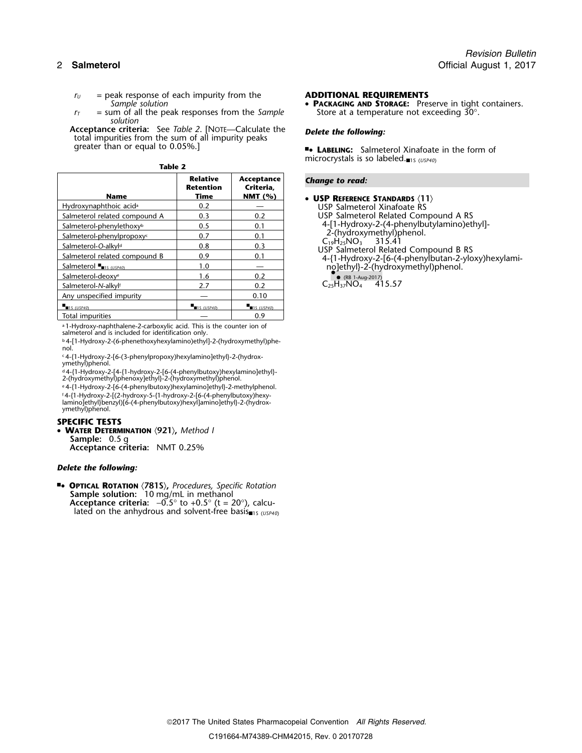$r_U$ = peak response of each impurity from the *Sample solution*

$r_T$ = sum of all the peak responses from the *Sample solution*

**Acceptance criteria:** See *Table 2*. [NOTE—Calculate the total impurities from the sum of all impurity peaks greater than or equal to 0.05%.]

**Table 2**

| Name | Relative Retention Time | Acceptance Criteria, NMT (%) |
|---|---|---|
| Hydroxynaphthoic acid[a] | 0.2 | — |
| Salmeterol related compound A | 0.3 | 0.2 |
| Salmeterol-phenylethoxy[b] | 0.5 | 0.1 |
| Salmeterol-phenylpropoxy[c] | 0.7 | 0.1 |
| Salmeterol-O-alkyl[d] | 0.8 | 0.3 |
| Salmeterol related compound B | 0.9 | 0.1 |
| Salmeterol ■■1S (USP40) | 1.0 | — |
| Salmeterol-deoxy[e] | 1.6 | 0.2 |
| Salmeterol-N-alkyl[f] | 2.7 | 0.2 |
| Any unspecified impurity | — | 0.10 |
| ■■1S (USP40) | ■■1S (USP40) | ■■1S (USP40) |
| Total impurities | — | 0.9 |

[a] 1-Hydroxy-naphthalene-2-carboxylic acid. This is the counter ion of salmeterol and is included for identification only.

[b] 4-[1-Hydroxy-2-(6-phenethoxyhexylamino)ethyl]-2-(hydroxymethyl)phenol.

[c] 4-{1-Hydroxy-2-[6-(3-phenylpropoxy)hexylamino]ethyl}-2-(hydroxymethyl)phenol.

[d] 4-{1-Hydroxy-2-[4-{1-hydroxy-2-[6-(4-phenylbutoxy)hexylamino]ethyl}-2-(hydroxymethyl)phenoxy]ethyl}-2-(hydroxymethyl)phenol.

[e] 4-{1-Hydroxy-2-[6-(4-phenylbutoxy)hexylamino]ethyl}-2-methylphenol.

[f] 4-{1-Hydroxy-2-[(2-hydroxy-5-{1-hydroxy-2-[6-(4-phenylbutoxy)hexylamino]ethyl}benzyl)[6-(4-phenylbutoxy)hexyl]amino]ethyl}-2-(hydroxymethyl)phenol.

### SPECIFIC TESTS

- **WATER DETERMINATION** ⟨921⟩, *Method I*
  - **Sample:** 0.5 g
  - **Acceptance criteria:** NMT 0.25%

***Delete the following:***

■• **OPTICAL ROTATION** ⟨781S⟩, *Procedures, Specific Rotation*
**Sample solution:** 10 mg/mL in methanol
**Acceptance criteria:** –0.5° to +0.5° (t = 20°), calculated on the anhydrous and solvent-free basis■1S (USP40)

### ADDITIONAL REQUIREMENTS

- **PACKAGING AND STORAGE:** Preserve in tight containers. Store at a temperature not exceeding 30°.

***Delete the following:***

■• **LABELING:** Salmeterol Xinafoate in the form of microcrystals is so labeled.■1S (USP40)

***Change to read:***

- **USP REFERENCE STANDARDS** ⟨11⟩
  USP Salmeterol Xinafoate RS
  USP Salmeterol Related Compound A RS
  4-[1-Hydroxy-2-(4-phenylbutylamino)ethyl]-2-(hydroxymethyl)phenol.
  $C_{19}H_{25}NO_3$ 315.41
  USP Salmeterol Related Compound B RS
  4-{1-Hydroxy-2-[6-(4-phenylbutan-2-yloxy)hexylamino]ethyl}-2-(hydroxymethyl)phenol.
  ●● (RB 1-Aug-2017)
  $C_{25}H_{37}NO_4$ 415.57